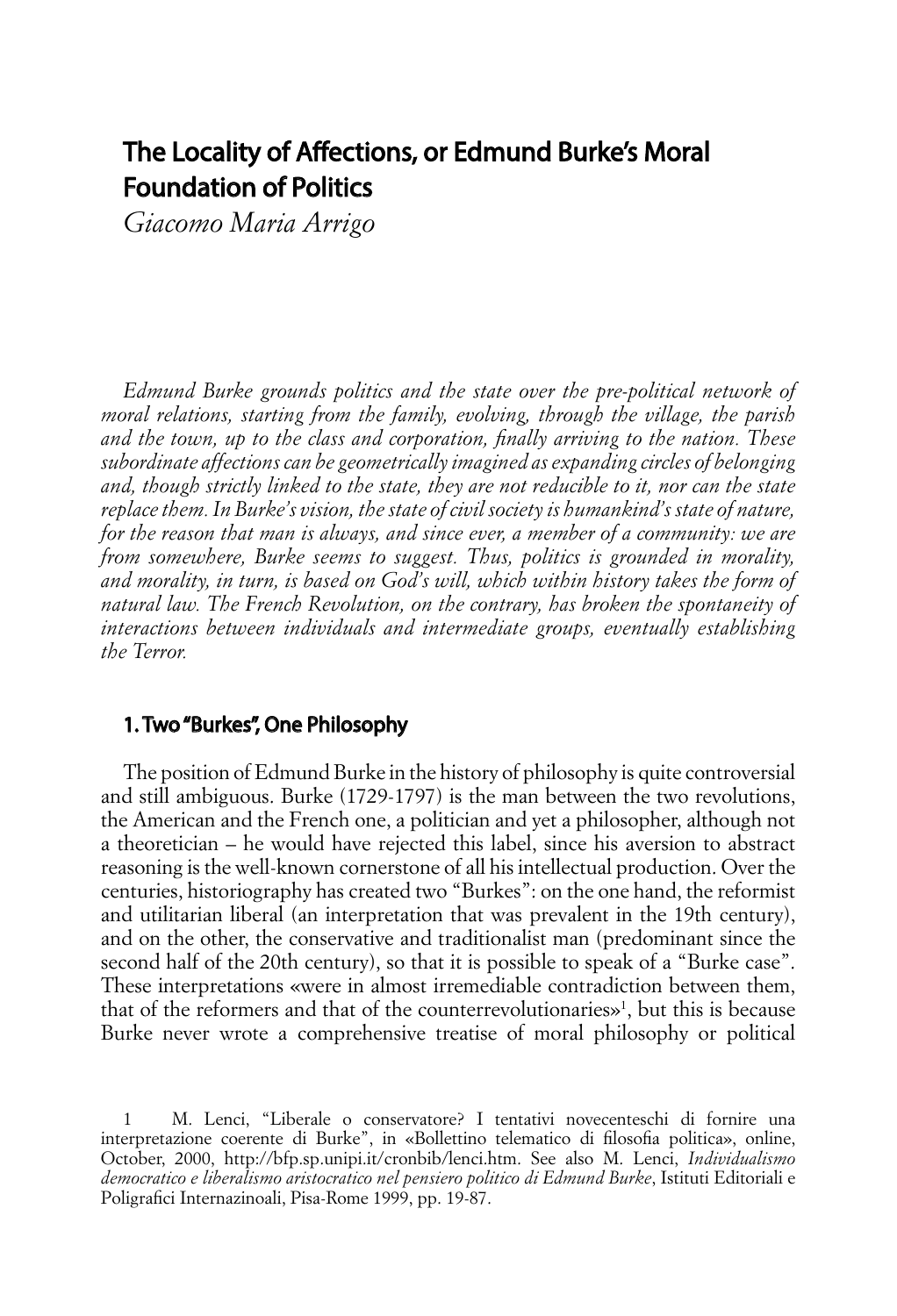# The Locality of Affections, or Edmund Burke's Moral Foundation of Politics

*Giacomo Maria Arrigo*

*Edmund Burke grounds politics and the state over the pre-political network of moral relations, starting from the family, evolving, through the village, the parish and the town, up to the class and corporation, finally arriving to the nation. These subordinate affections can be geometrically imagined as expanding circles of belonging and, though strictly linked to the state, they are not reducible to it, nor can the state replace them. In Burke's vision, the state of civil society is humankind's state of nature, for the reason that man is always, and since ever, a member of a community: we are from somewhere, Burke seems to suggest. Thus, politics is grounded in morality, and morality, in turn, is based on God's will, which within history takes the form of natural law. The French Revolution, on the contrary, has broken the spontaneity of interactions between individuals and intermediate groups, eventually establishing the Terror.*

## 1. Two "Burkes", One Philosophy

The position of Edmund Burke in the history of philosophy is quite controversial and still ambiguous. Burke (1729-1797) is the man between the two revolutions, the American and the French one, a politician and yet a philosopher, although not a theoretician – he would have rejected this label, since his aversion to abstract reasoning is the well-known cornerstone of all his intellectual production. Over the centuries, historiography has created two "Burkes": on the one hand, the reformist and utilitarian liberal (an interpretation that was prevalent in the 19th century), and on the other, the conservative and traditionalist man (predominant since the second half of the 20th century), so that it is possible to speak of a "Burke case". These interpretations «were in almost irremediable contradiction between them, that of the reformers and that of the counterrevolutionaries»[1], but this is because Burke never wrote a comprehensive treatise of moral philosophy or political

---

1 M. Lenci, "Liberale o conservatore? I tentativi novecenteschi di fornire una interpretazione coerente di Burke", in «Bollettino telematico di filosofia politica», online, October, 2000, http://bfp.sp.unipi.it/cronbib/lenci.htm. See also M. Lenci, *Individualismo democratico e liberalismo aristocratico nel pensiero politico di Edmund Burke*, Istituti Editoriali e Poligrafici Internazinoali, Pisa-Rome 1999, pp. 19-87.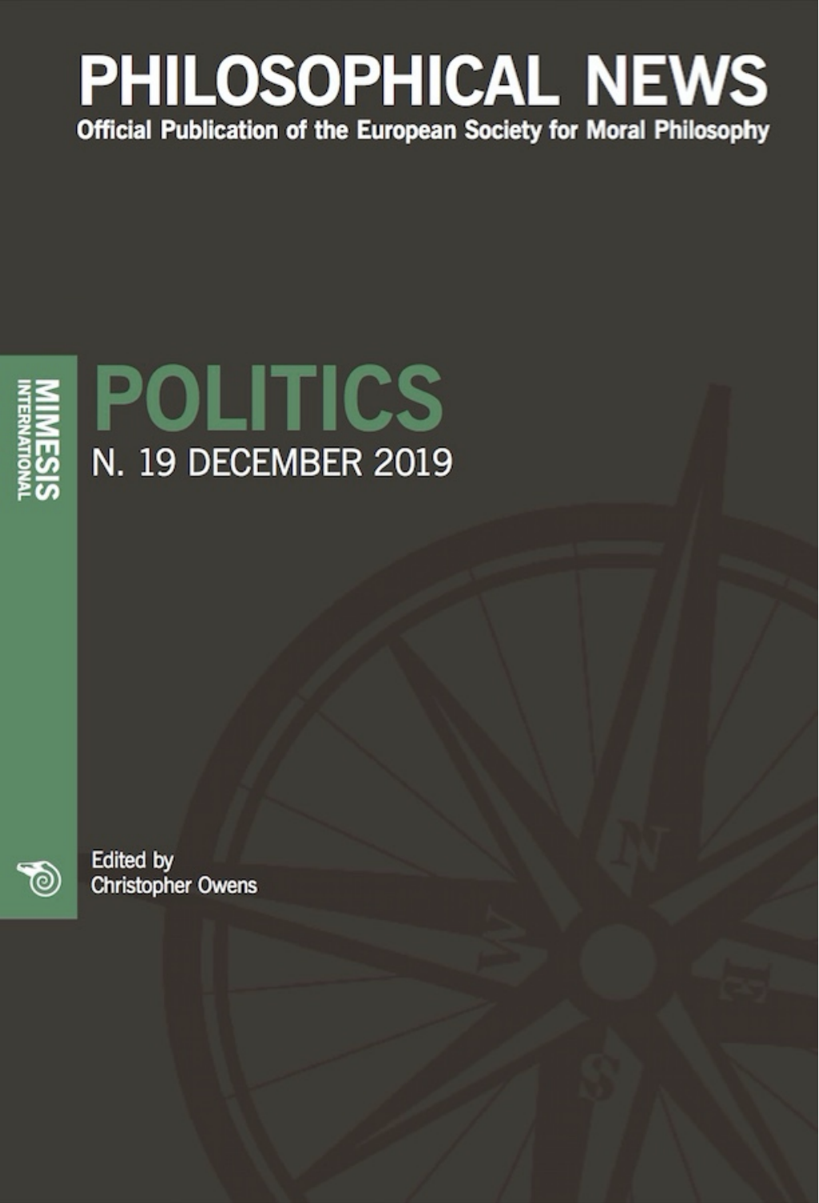# PHILOSOPHICAL NEWS

**Official Publication of the European Society for Moral Philosophy**

MIMESIS INTERNATIONAL

# POLITICS

N. 19 DECEMBER 2019

Edited by
Christopher Owens